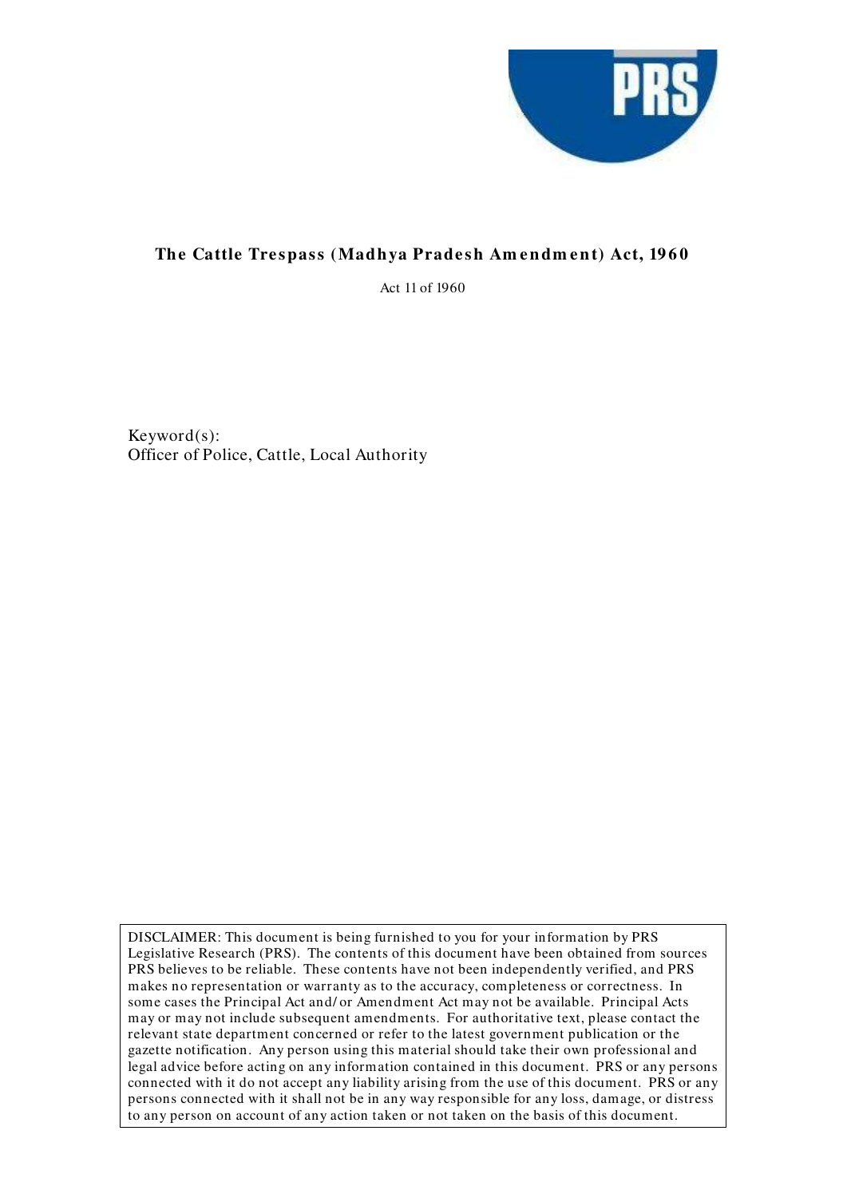# The Cattle Trespass (Madhya Pradesh Amendment) Act, 1960

Act 11 of 1960

Keyword(s):
Officer of Police, Cattle, Local Authority

DISCLAIMER: This document is being furnished to you for your information by PRS Legislative Research (PRS). The contents of this document have been obtained from sources PRS believes to be reliable. These contents have not been independently verified, and PRS makes no representation or warranty as to the accuracy, completeness or correctness. In some cases the Principal Act and/or Amendment Act may not be available. Principal Acts may or may not include subsequent amendments. For authoritative text, please contact the relevant state department concerned or refer to the latest government publication or the gazette notification. Any person using this material should take their own professional and legal advice before acting on any information contained in this document. PRS or any persons connected with it do not accept any liability arising from the use of this document. PRS or any persons connected with it shall not be in any way responsible for any loss, damage, or distress to any person on account of any action taken or not taken on the basis of this document.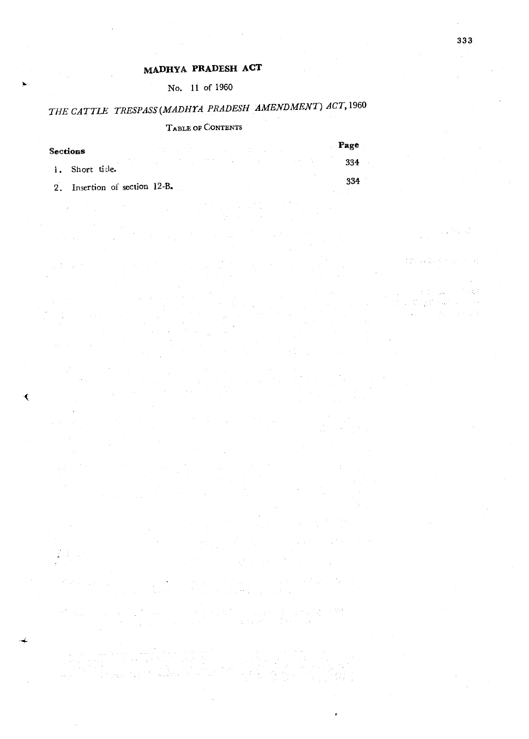# MADHYA PRADESH ACT

No. 11 of 1960

## *THE CATTLE TRESPASS (MADHYA PRADESH AMENDMENT) ACT*, 1960

TABLE OF CONTENTS

| Sections | Page |
| --- | --- |
| 1. Short title. | 334 |
| 2. Insertion of section 12-B. | 334 |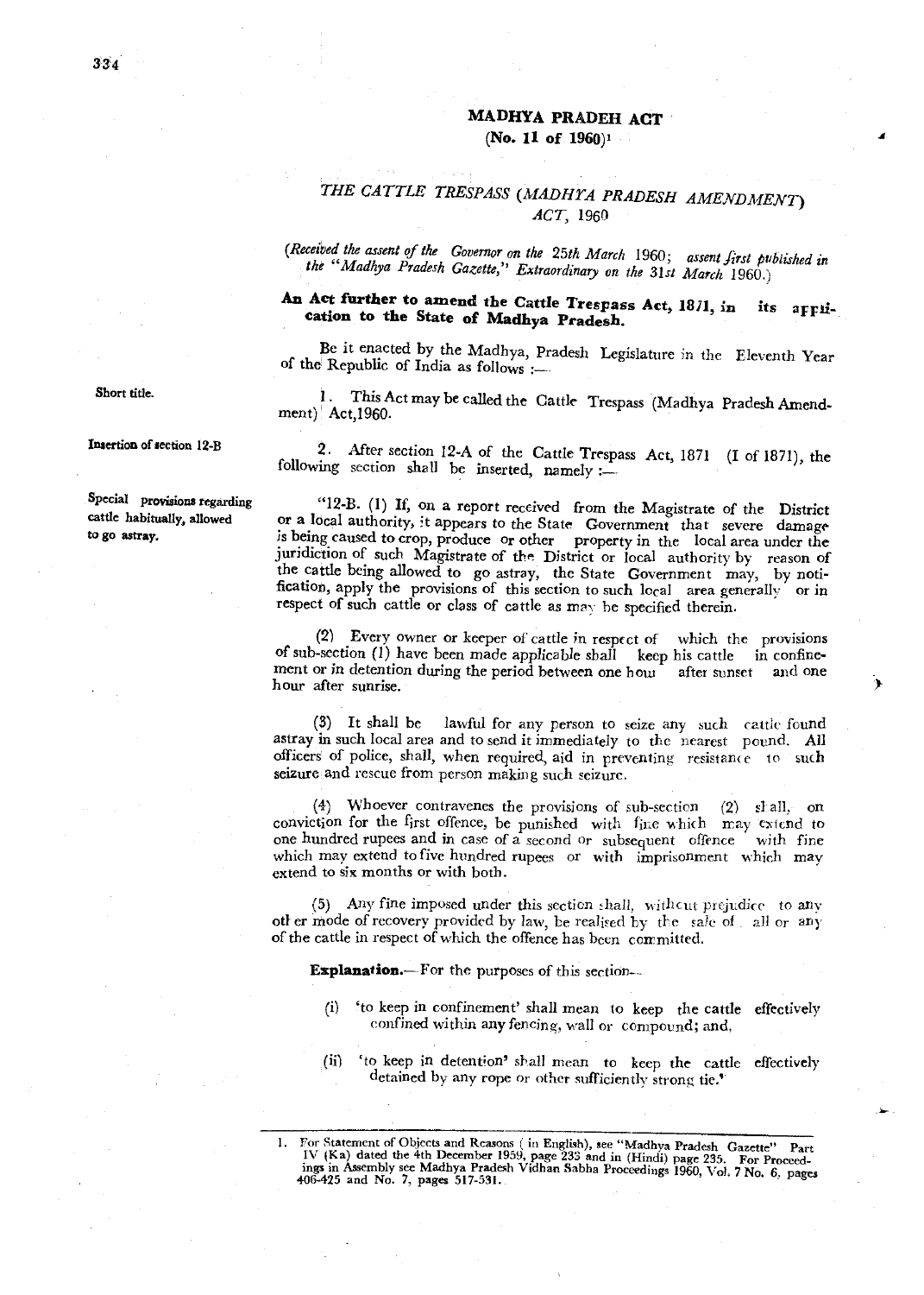## MADHYA PRADEH ACT
### (No. 11 of 1960)[1]

### *THE CATTLE TRESPASS (MADHYA PRADESH AMENDMENT) ACT, 1960*

*(Received the assent of the Governor on the 25th March 1960; assent first published in the "Madhya Pradesh Gazette," Extraordinary on the 31st March 1960.)*

**An Act further to amend the Cattle Trespass Act, 1871, in its application to the State of Madhya Pradesh.**

Be it enacted by the Madhya, Pradesh Legislature in the Eleventh Year of the Republic of India as follows :—

Short title.

1. This Act may be called the Cattle Trespass (Madhya Pradesh Amendment) Act,1960.

Insertion of section 12-B

2. After section 12-A of the Cattle Trespass Act, 1871 (I of 1871), the following section shall be inserted, namely :—

Special provisions regarding cattle habitually, allowed to go astray.

"12-B. (1) If, on a report received from the Magistrate of the District or a local authority, it appears to the State Government that severe damage is being caused to crop, produce or other property in the local area under the juridiction of such Magistrate of the District or local authority by reason of the cattle being allowed to go astray, the State Government may, by notification, apply the provisions of this section to such local area generally or in respect of such cattle or class of cattle as may be specified therein.

(2) Every owner or keeper of cattle in respect of which the provisions of sub-section (1) have been made applicable shall keep his cattle in confinement or in detention during the period between one hour after sunset and one hour after sunrise.

(3) It shall be lawful for any person to seize any such cattle found astray in such local area and to send it immediately to the nearest pound. All officers of police, shall, when required, aid in preventing resistance to such seizure and rescue from person making such seizure.

(4) Whoever contravenes the provisions of sub-section (2) shall, on conviction for the first offence, be punished with fine which may extend to one hundred rupees and in case of a second or subsequent offence with fine which may extend to five hundred rupees or with imprisonment which may extend to six months or with both.

(5) Any fine imposed under this section shall, without prejudice to any other mode of recovery provided by law, be realised by the sale of all or any of the cattle in respect of which the offence has been committed.

**Explanation.**—For the purposes of this section—

(i) 'to keep in confinement' shall mean to keep the cattle effectively confined within any fencing, wall or compound; and,

(ii) 'to keep in detention' shall mean to keep the cattle effectively detained by any rope or other sufficiently strong tie."

---

1. For Statement of Objects and Reasons ( in English), see "Madhya Pradesh Gazette" Part IV (Ka) dated the 4th December 1959, page 233 and in (Hindi) page 235. For Proceedings in Assembly see Madhya Pradesh Vidhan Sabha Proceedings 1960, Vol. 7 No. 6, pages 406-425 and No. 7, pages 517-531.